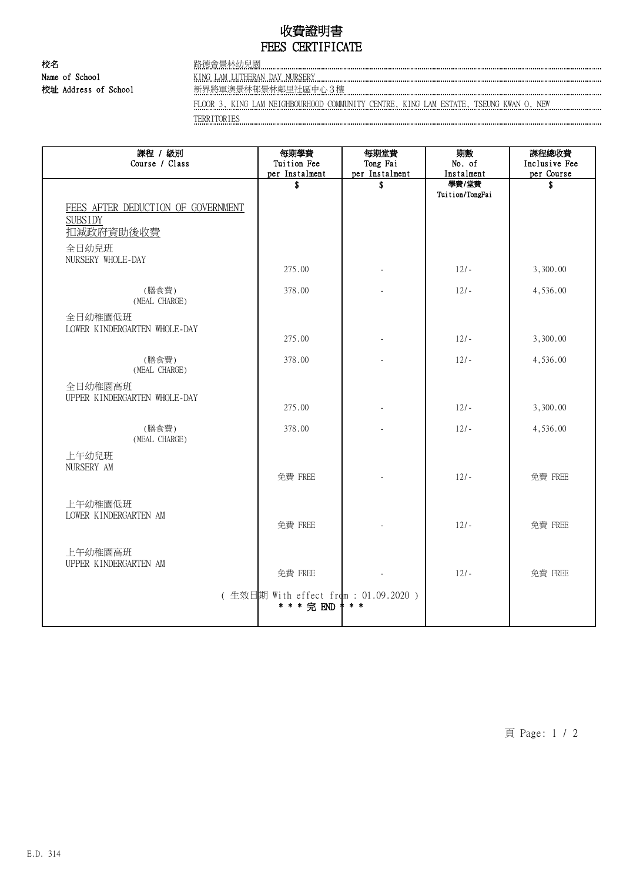# 收費證明書
# FEES CERTIFICATE

**校名** 路德會景林幼兒園

**Name of School** KING LAM LUTHERAN DAY NURSERY

**校址 Address of School** 新界將軍澳景林邨景林鄰里社區中心３樓

FLOOR 3, KING LAM NEIGHBOURHOOD COMMUNITY CENTRE, KING LAM ESTATE, TSEUNG KWAN O, NEW TERRITORIES

| 課程 / 級別<br>Course / Class | 每期學費<br>Tuition Fee<br>per Instalment | 每期堂費<br>Tong Fai<br>per Instalment | 期數<br>No. of<br>Instalment | 課程總收費<br>Inclusive Fee<br>per Course |
|---|---|---|---|---|
| | $ | $ | 學費/堂費<br>Tuition/TongFai | $ |
| FEES AFTER DEDUCTION OF GOVERNMENT SUBSIDY<br>扣減政府資助後收費 | | | | |
| 全日幼兒班<br>NURSERY WHOLE-DAY | 275.00 | - | 12/- | 3,300.00 |
| (膳食費)<br>(MEAL CHARGE) | 378.00 | - | 12/- | 4,536.00 |
| 全日幼稚園低班<br>LOWER KINDERGARTEN WHOLE-DAY | 275.00 | - | 12/- | 3,300.00 |
| (膳食費)<br>(MEAL CHARGE) | 378.00 | - | 12/- | 4,536.00 |
| 全日幼稚園高班<br>UPPER KINDERGARTEN WHOLE-DAY | 275.00 | - | 12/- | 3,300.00 |
| (膳食費)<br>(MEAL CHARGE) | 378.00 | - | 12/- | 4,536.00 |
| 上午幼兒班<br>NURSERY AM | 免費 FREE | - | 12/- | 免費 FREE |
| 上午幼稚園低班<br>LOWER KINDERGARTEN AM | 免費 FREE | - | 12/- | 免費 FREE |
| 上午幼稚園高班<br>UPPER KINDERGARTEN AM | 免費 FREE | - | 12/- | 免費 FREE |

( 生效日期 With effect from : 01.09.2020 )

* * * 完 END * * *

E.D. 314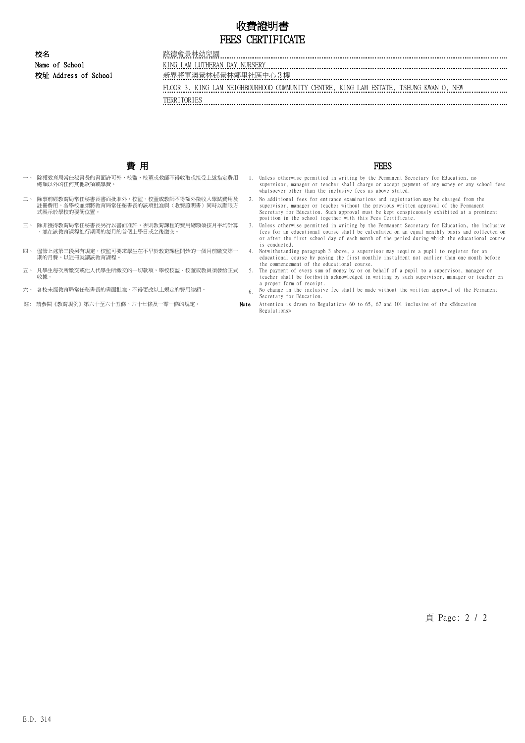# 收費證明書
# FEES CERTIFICATE

| | |
|---|---|
| **校名** | 路德會景林幼兒園 |
| **Name of School** | KING LAM LUTHERAN DAY NURSERY |
| **校址 Address of School** | 新界將軍澳景林邨景林鄰里社區中心３樓 |
| | FLOOR 3, KING LAM NEIGHBOURHOOD COMMUNITY CENTRE, KING LAM ESTATE, TSEUNG KWAN O, NEW TERRITORIES |

## 費 用

一、 除獲教育局常任秘書長的書面許可外，校監、校董或教師不得收取或接受上述指定費用總額以外的任何其他款項或學費。

二、 除事前經教育局常任秘書長書面批准外，校監、校董或教師不得額外徵收入學試費用及註冊費用。各學校並須將教育局常任秘書長的該項批准與〈收費證明書〉同時以顯眼方式展示於學校的要衝位置。

三、 除非獲得教育局常任秘書長另行以書面准許，否則教育課程的費用總額須按月平均計算，並在該教育課程進行期間的每月的首個上學日或之後徵交。

四、 儘管上述第三段另有規定，校監可要求學生在不早於教育課程開始的一個月前繳交第一期的月費，以註冊就讀該教育課程。

五、 凡學生每次所繳交或他人代學生所繳交的一切款項，學校校監、校董或教員須發給正式收據。

六、 各校未經教育局常任秘書長的書面批准，不得更改以上規定的費用總額。

註： 請參閱《教育規例》第六十至六十五條、六十七條及一零一條的規定。

## FEES

1. Unless otherwise permitted in writing by the Permanent Secretary for Education, no supervisor, manager or teacher shall charge or accept payment of any money or any school fees whatsoever other than the inclusive fees as above stated.
2. No additional fees for entrance examinations and registration may be charged from the supervisor, manager or teacher without the previous written approval of the Permanent Secretary for Education. Such approval must be kept conspicuously exhibited at a prominent position in the school together with this Fees Certificate.
3. Unless otherwise permitted in writing by the Permanent Secretary for Education, the inclusive fees for an educational course shall be calculated on an equal monthly basis and collected on or after the first school day of each month of the period during which the educational course is conducted.
4. Notwithstanding paragraph 3 above, a supervisor may require a pupil to register for an educational course by paying the first monthly instalment not earlier than one month before the commencement of the educational course.
5. The payment of every sum of money by or on behalf of a pupil to a supervisor, manager or teacher shall be forthwith acknowledged in writing by such supervisor, manager or teacher on a proper form of receipt.
6. No change in the inclusive fee shall be made without the written approval of the Permanent Secretary for Education.

**Note** Attention is drawn to Regulations 60 to 65, 67 and 101 inclusive of the <Education Regulations>

E.D. 314